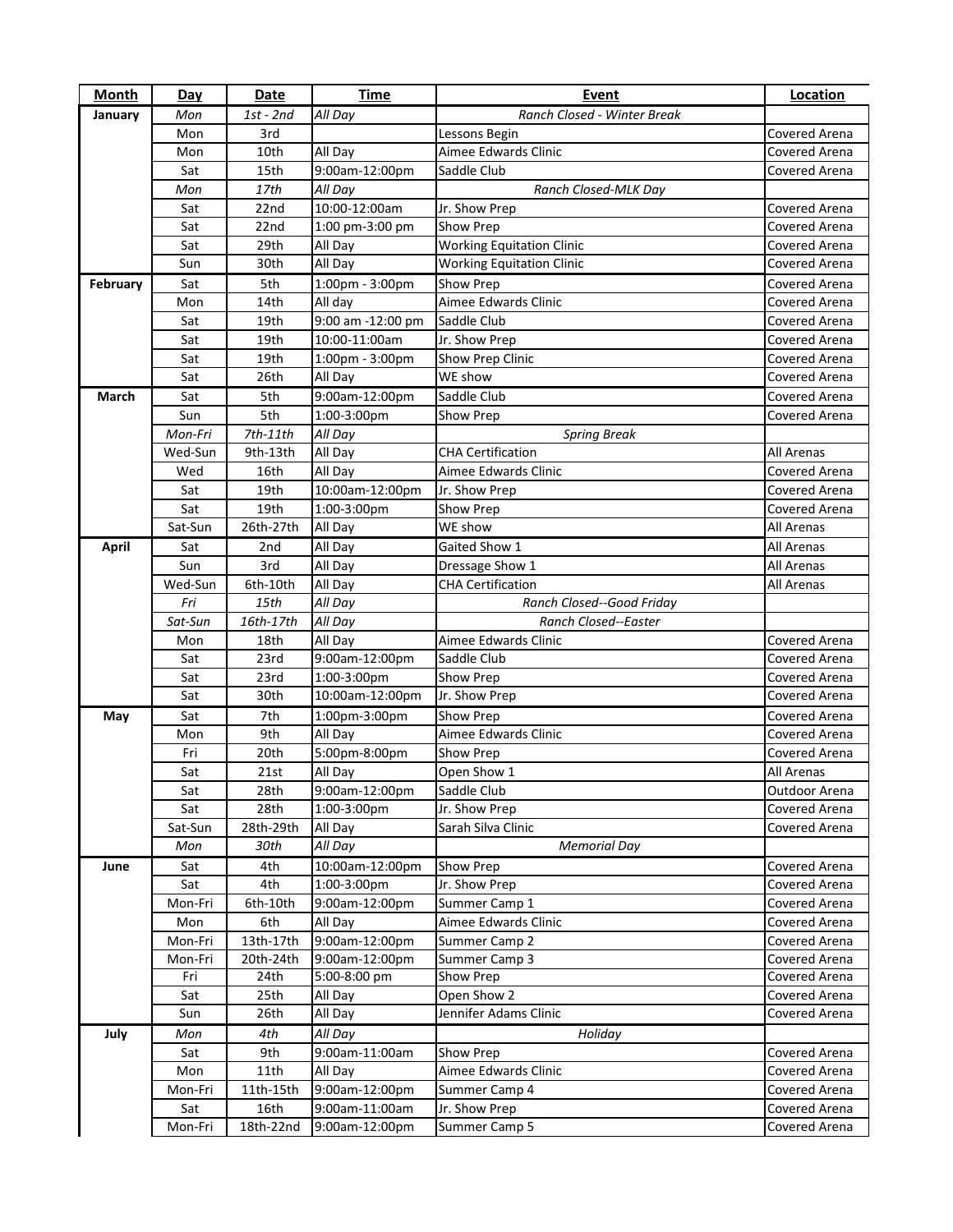| Month | Day | Date | Time | Event | Location |
|---|---|---|---|---|---|
| January | *Mon* | *1st - 2nd* | *All Day* | *Ranch Closed - Winter Break* | |
| | Mon | 3rd | | Lessons Begin | Covered Arena |
| | Mon | 10th | All Day | Aimee Edwards Clinic | Covered Arena |
| | Sat | 15th | 9:00am-12:00pm | Saddle Club | Covered Arena |
| | *Mon* | *17th* | *All Day* | *Ranch Closed-MLK Day* | |
| | Sat | 22nd | 10:00-12:00am | Jr. Show Prep | Covered Arena |
| | Sat | 22nd | 1:00 pm-3:00 pm | Show Prep | Covered Arena |
| | Sat | 29th | All Day | Working Equitation Clinic | Covered Arena |
| | Sun | 30th | All Day | Working Equitation Clinic | Covered Arena |
| February | Sat | 5th | 1:00pm - 3:00pm | Show Prep | Covered Arena |
| | Mon | 14th | All day | Aimee Edwards Clinic | Covered Arena |
| | Sat | 19th | 9:00 am -12:00 pm | Saddle Club | Covered Arena |
| | Sat | 19th | 10:00-11:00am | Jr. Show Prep | Covered Arena |
| | Sat | 19th | 1:00pm - 3:00pm | Show Prep Clinic | Covered Arena |
| | Sat | 26th | All Day | WE show | Covered Arena |
| March | Sat | 5th | 9:00am-12:00pm | Saddle Club | Covered Arena |
| | Sun | 5th | 1:00-3:00pm | Show Prep | Covered Arena |
| | *Mon-Fri* | *7th-11th* | *All Day* | *Spring Break* | |
| | Wed-Sun | 9th-13th | All Day | CHA Certification | All Arenas |
| | Wed | 16th | All Day | Aimee Edwards Clinic | Covered Arena |
| | Sat | 19th | 10:00am-12:00pm | Jr. Show Prep | Covered Arena |
| | Sat | 19th | 1:00-3:00pm | Show Prep | Covered Arena |
| | Sat-Sun | 26th-27th | All Day | WE show | All Arenas |
| April | Sat | 2nd | All Day | Gaited Show 1 | All Arenas |
| | Sun | 3rd | All Day | Dressage Show 1 | All Arenas |
| | Wed-Sun | 6th-10th | All Day | CHA Certification | All Arenas |
| | *Fri* | *15th* | *All Day* | *Ranch Closed--Good Friday* | |
| | *Sat-Sun* | *16th-17th* | *All Day* | *Ranch Closed--Easter* | |
| | Mon | 18th | All Day | Aimee Edwards Clinic | Covered Arena |
| | Sat | 23rd | 9:00am-12:00pm | Saddle Club | Covered Arena |
| | Sat | 23rd | 1:00-3:00pm | Show Prep | Covered Arena |
| | Sat | 30th | 10:00am-12:00pm | Jr. Show Prep | Covered Arena |
| May | Sat | 7th | 1:00pm-3:00pm | Show Prep | Covered Arena |
| | Mon | 9th | All Day | Aimee Edwards Clinic | Covered Arena |
| | Fri | 20th | 5:00pm-8:00pm | Show Prep | Covered Arena |
| | Sat | 21st | All Day | Open Show 1 | All Arenas |
| | Sat | 28th | 9:00am-12:00pm | Saddle Club | Outdoor Arena |
| | Sat | 28th | 1:00-3:00pm | Jr. Show Prep | Covered Arena |
| | Sat-Sun | 28th-29th | All Day | Sarah Silva Clinic | Covered Arena |
| | *Mon* | *30th* | *All Day* | *Memorial Day* | |
| June | Sat | 4th | 10:00am-12:00pm | Show Prep | Covered Arena |
| | Sat | 4th | 1:00-3:00pm | Jr. Show Prep | Covered Arena |
| | Mon-Fri | 6th-10th | 9:00am-12:00pm | Summer Camp 1 | Covered Arena |
| | Mon | 6th | All Day | Aimee Edwards Clinic | Covered Arena |
| | Mon-Fri | 13th-17th | 9:00am-12:00pm | Summer Camp 2 | Covered Arena |
| | Mon-Fri | 20th-24th | 9:00am-12:00pm | Summer Camp 3 | Covered Arena |
| | Fri | 24th | 5:00-8:00 pm | Show Prep | Covered Arena |
| | Sat | 25th | All Day | Open Show 2 | Covered Arena |
| | Sun | 26th | All Day | Jennifer Adams Clinic | Covered Arena |
| July | *Mon* | *4th* | *All Day* | *Holiday* | |
| | Sat | 9th | 9:00am-11:00am | Show Prep | Covered Arena |
| | Mon | 11th | All Day | Aimee Edwards Clinic | Covered Arena |
| | Mon-Fri | 11th-15th | 9:00am-12:00pm | Summer Camp 4 | Covered Arena |
| | Sat | 16th | 9:00am-11:00am | Jr. Show Prep | Covered Arena |
| | Mon-Fri | 18th-22nd | 9:00am-12:00pm | Summer Camp 5 | Covered Arena |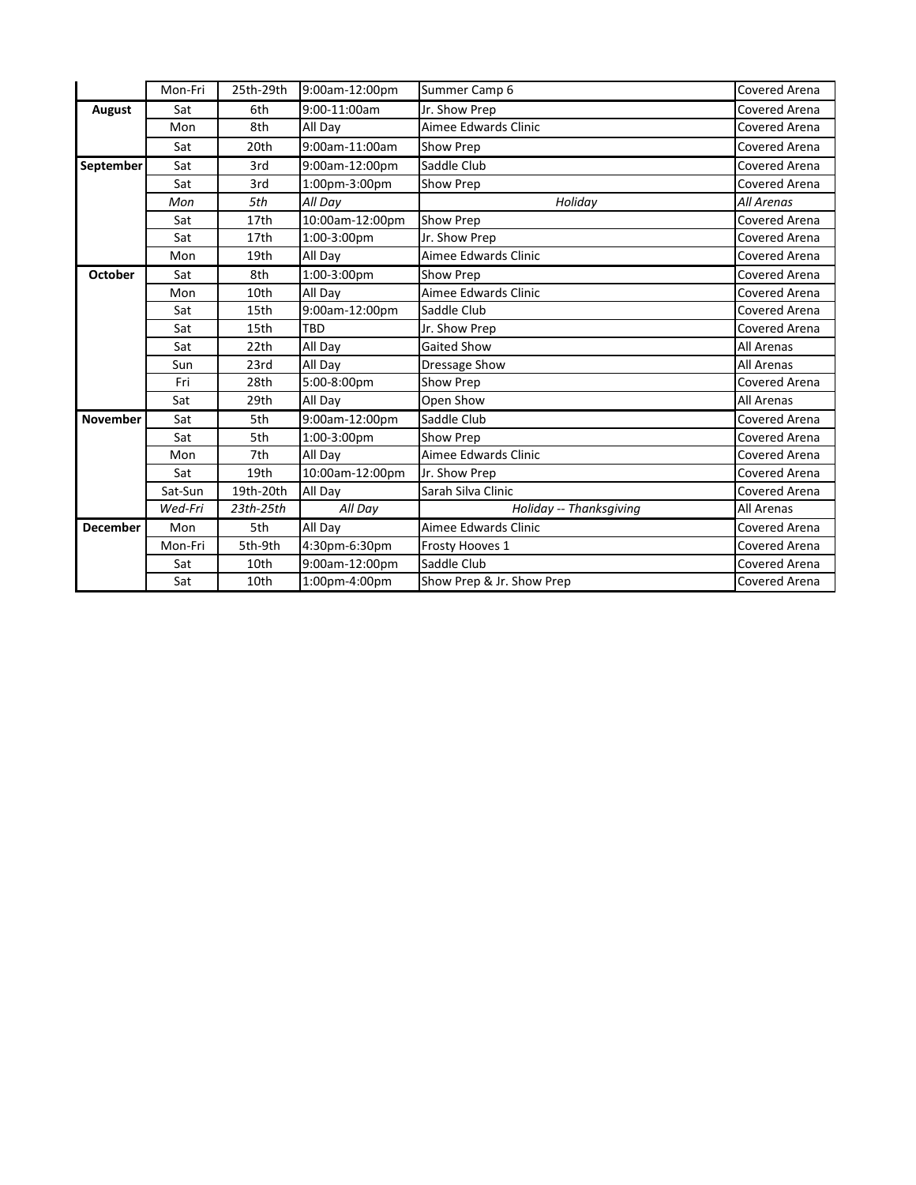| | | | | | |
|---|---|---|---|---|---|
| | Mon-Fri | 25th-29th | 9:00am-12:00pm | Summer Camp 6 | Covered Arena |
| **August** | Sat | 6th | 9:00-11:00am | Jr. Show Prep | Covered Arena |
| | Mon | 8th | All Day | Aimee Edwards Clinic | Covered Arena |
| | Sat | 20th | 9:00am-11:00am | Show Prep | Covered Arena |
| **September** | Sat | 3rd | 9:00am-12:00pm | Saddle Club | Covered Arena |
| | Sat | 3rd | 1:00pm-3:00pm | Show Prep | Covered Arena |
| | *Mon* | *5th* | *All Day* | *Holiday* | *All Arenas* |
| | Sat | 17th | 10:00am-12:00pm | Show Prep | Covered Arena |
| | Sat | 17th | 1:00-3:00pm | Jr. Show Prep | Covered Arena |
| | Mon | 19th | All Day | Aimee Edwards Clinic | Covered Arena |
| **October** | Sat | 8th | 1:00-3:00pm | Show Prep | Covered Arena |
| | Mon | 10th | All Day | Aimee Edwards Clinic | Covered Arena |
| | Sat | 15th | 9:00am-12:00pm | Saddle Club | Covered Arena |
| | Sat | 15th | TBD | Jr. Show Prep | Covered Arena |
| | Sat | 22th | All Day | Gaited Show | All Arenas |
| | Sun | 23rd | All Day | Dressage Show | All Arenas |
| | Fri | 28th | 5:00-8:00pm | Show Prep | Covered Arena |
| | Sat | 29th | All Day | Open Show | All Arenas |
| **November** | Sat | 5th | 9:00am-12:00pm | Saddle Club | Covered Arena |
| | Sat | 5th | 1:00-3:00pm | Show Prep | Covered Arena |
| | Mon | 7th | All Day | Aimee Edwards Clinic | Covered Arena |
| | Sat | 19th | 10:00am-12:00pm | Jr. Show Prep | Covered Arena |
| | Sat-Sun | 19th-20th | All Day | Sarah Silva Clinic | Covered Arena |
| | *Wed-Fri* | *23th-25th* | *All Day* | *Holiday -- Thanksgiving* | All Arenas |
| **December** | Mon | 5th | All Day | Aimee Edwards Clinic | Covered Arena |
| | Mon-Fri | 5th-9th | 4:30pm-6:30pm | Frosty Hooves 1 | Covered Arena |
| | Sat | 10th | 9:00am-12:00pm | Saddle Club | Covered Arena |
| | Sat | 10th | 1:00pm-4:00pm | Show Prep & Jr. Show Prep | Covered Arena |